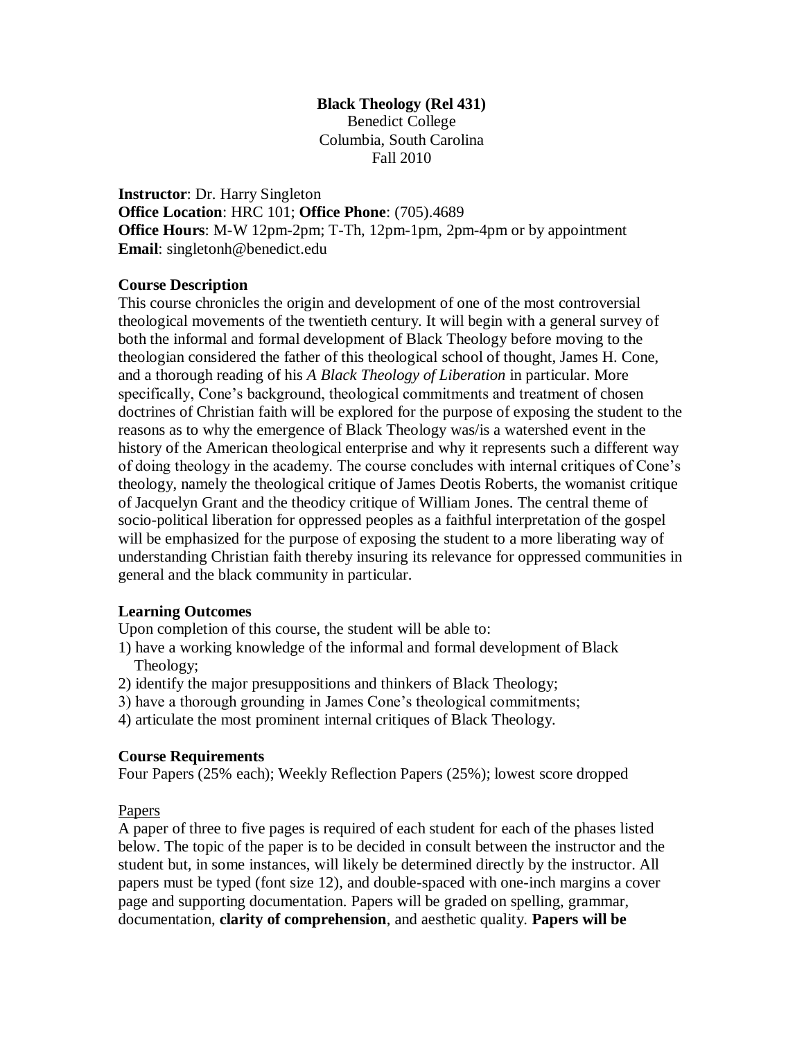# Black Theology (Rel 431)

Benedict College
Columbia, South Carolina
Fall 2010

**Instructor**: Dr. Harry Singleton
**Office Location**: HRC 101; **Office Phone**: (705).4689
**Office Hours**: M-W 12pm-2pm; T-Th, 12pm-1pm, 2pm-4pm or by appointment
**Email**: singletonh@benedict.edu

**Course Description**

This course chronicles the origin and development of one of the most controversial theological movements of the twentieth century. It will begin with a general survey of both the informal and formal development of Black Theology before moving to the theologian considered the father of this theological school of thought, James H. Cone, and a thorough reading of his *A Black Theology of Liberation* in particular. More specifically, Cone's background, theological commitments and treatment of chosen doctrines of Christian faith will be explored for the purpose of exposing the student to the reasons as to why the emergence of Black Theology was/is a watershed event in the history of the American theological enterprise and why it represents such a different way of doing theology in the academy. The course concludes with internal critiques of Cone's theology, namely the theological critique of James Deotis Roberts, the womanist critique of Jacquelyn Grant and the theodicy critique of William Jones. The central theme of socio-political liberation for oppressed peoples as a faithful interpretation of the gospel will be emphasized for the purpose of exposing the student to a more liberating way of understanding Christian faith thereby insuring its relevance for oppressed communities in general and the black community in particular.

**Learning Outcomes**

Upon completion of this course, the student will be able to:

1) have a working knowledge of the informal and formal development of Black Theology;
2) identify the major presuppositions and thinkers of Black Theology;
3) have a thorough grounding in James Cone's theological commitments;
4) articulate the most prominent internal critiques of Black Theology.

**Course Requirements**

Four Papers (25% each); Weekly Reflection Papers (25%); lowest score dropped

<u>Papers</u>

A paper of three to five pages is required of each student for each of the phases listed below. The topic of the paper is to be decided in consult between the instructor and the student but, in some instances, will likely be determined directly by the instructor. All papers must be typed (font size 12), and double-spaced with one-inch margins a cover page and supporting documentation. Papers will be graded on spelling, grammar, documentation, **clarity of comprehension**, and aesthetic quality. **Papers will be**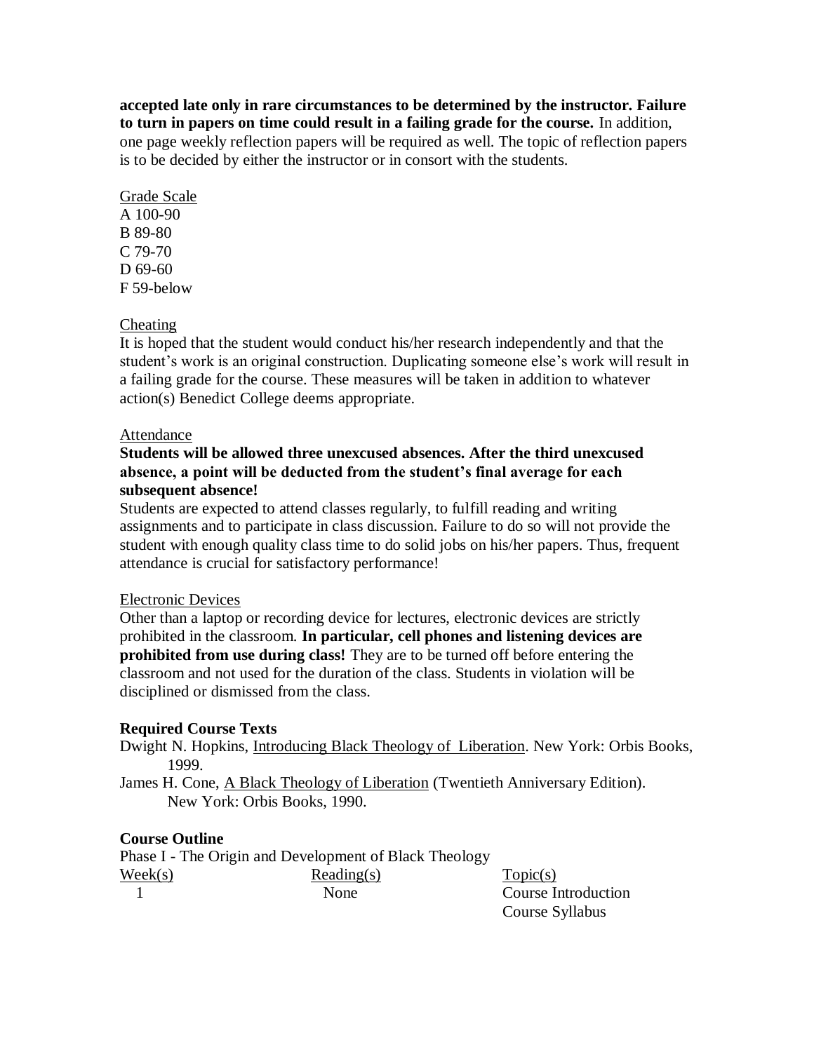**accepted late only in rare circumstances to be determined by the instructor. Failure to turn in papers on time could result in a failing grade for the course.** In addition, one page weekly reflection papers will be required as well. The topic of reflection papers is to be decided by either the instructor or in consort with the students.

Grade Scale

A 100-90
B 89-80
C 79-70
D 69-60
F 59-below

Cheating

It is hoped that the student would conduct his/her research independently and that the student's work is an original construction. Duplicating someone else's work will result in a failing grade for the course. These measures will be taken in addition to whatever action(s) Benedict College deems appropriate.

Attendance

**Students will be allowed three unexcused absences. After the third unexcused absence, a point will be deducted from the student's final average for each subsequent absence!**

Students are expected to attend classes regularly, to fulfill reading and writing assignments and to participate in class discussion. Failure to do so will not provide the student with enough quality class time to do solid jobs on his/her papers. Thus, frequent attendance is crucial for satisfactory performance!

Electronic Devices

Other than a laptop or recording device for lectures, electronic devices are strictly prohibited in the classroom. **In particular, cell phones and listening devices are prohibited from use during class!** They are to be turned off before entering the classroom and not used for the duration of the class. Students in violation will be disciplined or dismissed from the class.

**Required Course Texts**

Dwight N. Hopkins, Introducing Black Theology of Liberation. New York: Orbis Books, 1999.

James H. Cone, A Black Theology of Liberation (Twentieth Anniversary Edition). New York: Orbis Books, 1990.

**Course Outline**

Phase I - The Origin and Development of Black Theology

| Week(s) | Reading(s) | Topic(s) |
|---|---|---|
| 1 | None | Course Introduction<br>Course Syllabus |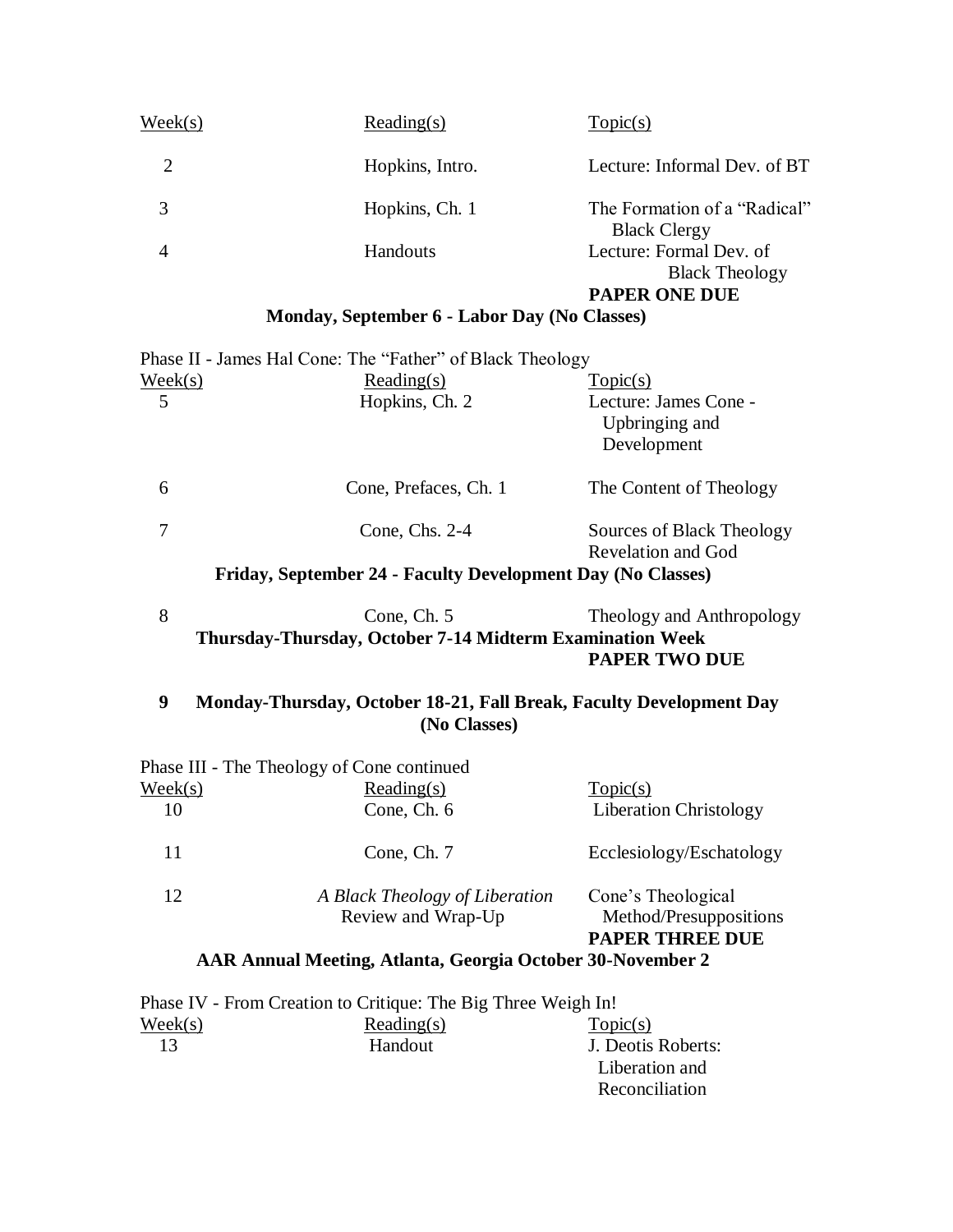| Week(s) | Reading(s) | Topic(s) |
|---|---|---|
| 2 | Hopkins, Intro. | Lecture: Informal Dev. of BT |
| 3 | Hopkins, Ch. 1 | The Formation of a "Radical" Black Clergy |
| 4 | Handouts | Lecture: Formal Dev. of Black Theology **PAPER ONE DUE** |

**Monday, September 6 - Labor Day (No Classes)**

Phase II - James Hal Cone: The "Father" of Black Theology

| Week(s) | Reading(s) | Topic(s) |
|---|---|---|
| 5 | Hopkins, Ch. 2 | Lecture: James Cone - Upbringing and Development |
| 6 | Cone, Prefaces, Ch. 1 | The Content of Theology |
| 7 | Cone, Chs. 2-4 | Sources of Black Theology Revelation and God |

**Friday, September 24 - Faculty Development Day (No Classes)**

| Week(s) | Reading(s) | Topic(s) |
|---|---|---|
| 8 | Cone, Ch. 5 | Theology and Anthropology |

**Thursday-Thursday, October 7-14 Midterm Examination Week**

**PAPER TWO DUE**

**9 Monday-Thursday, October 18-21, Fall Break, Faculty Development Day (No Classes)**

Phase III - The Theology of Cone continued

| Week(s) | Reading(s) | Topic(s) |
|---|---|---|
| 10 | Cone, Ch. 6 | Liberation Christology |
| 11 | Cone, Ch. 7 | Ecclesiology/Eschatology |
| 12 | *A Black Theology of Liberation* Review and Wrap-Up | Cone's Theological Method/Presuppositions **PAPER THREE DUE** |

**AAR Annual Meeting, Atlanta, Georgia October 30-November 2**

Phase IV - From Creation to Critique: The Big Three Weigh In!

| Week(s) | Reading(s) | Topic(s) |
|---|---|---|
| 13 | Handout | J. Deotis Roberts: Liberation and Reconciliation |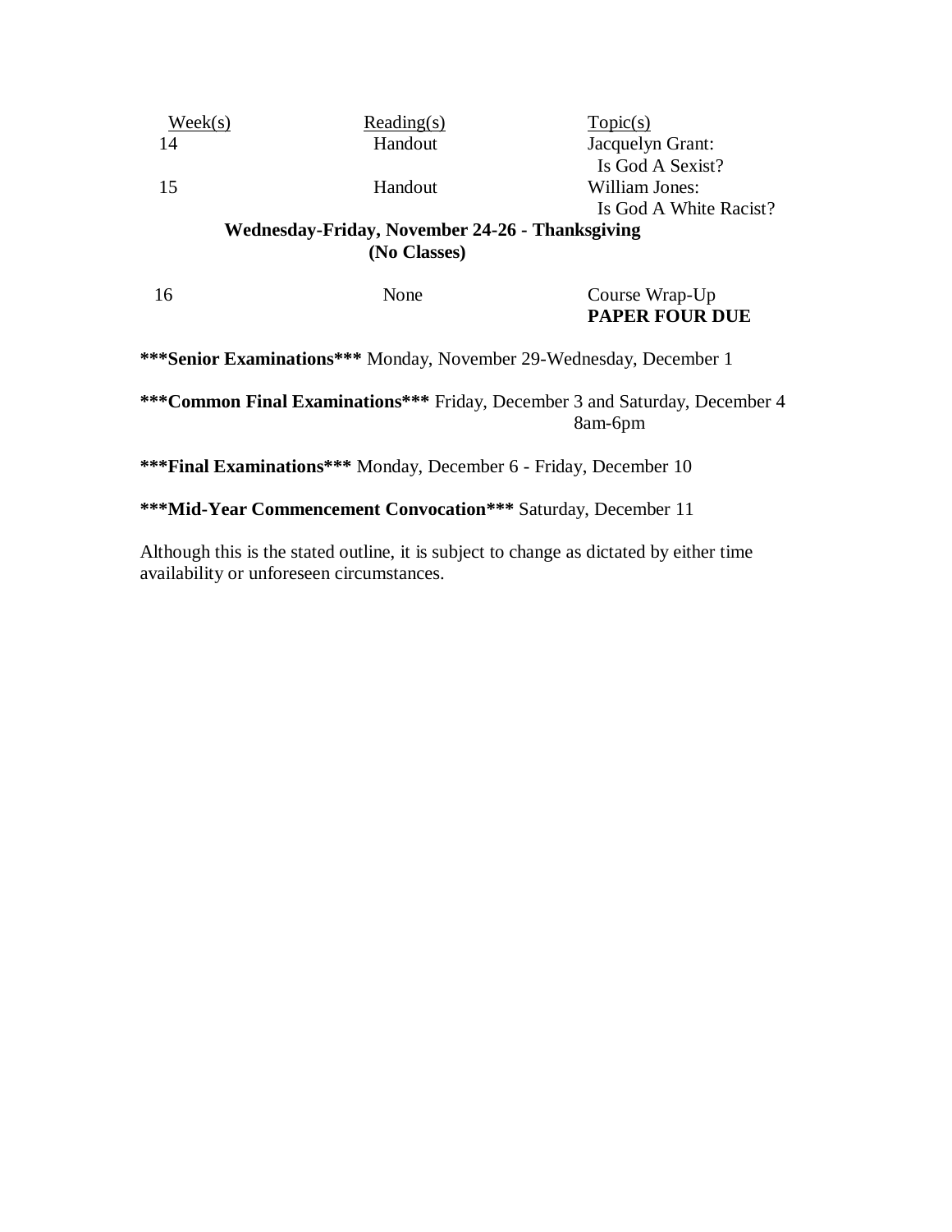| Week(s) | Reading(s) | Topic(s) |
| --- | --- | --- |
| 14 | Handout | Jacquelyn Grant: Is God A Sexist? |
| 15 | Handout | William Jones: Is God A White Racist? |
| **Wednesday-Friday, November 24-26 - Thanksgiving (No Classes)** | | |
| 16 | None | Course Wrap-Up **PAPER FOUR DUE** |

**\*\*\*Senior Examinations\*\*\*** Monday, November 29-Wednesday, December 1

**\*\*\*Common Final Examinations\*\*\*** Friday, December 3 and Saturday, December 4 8am-6pm

**\*\*\*Final Examinations\*\*\*** Monday, December 6 - Friday, December 10

**\*\*\*Mid-Year Commencement Convocation\*\*\*** Saturday, December 11

Although this is the stated outline, it is subject to change as dictated by either time availability or unforeseen circumstances.